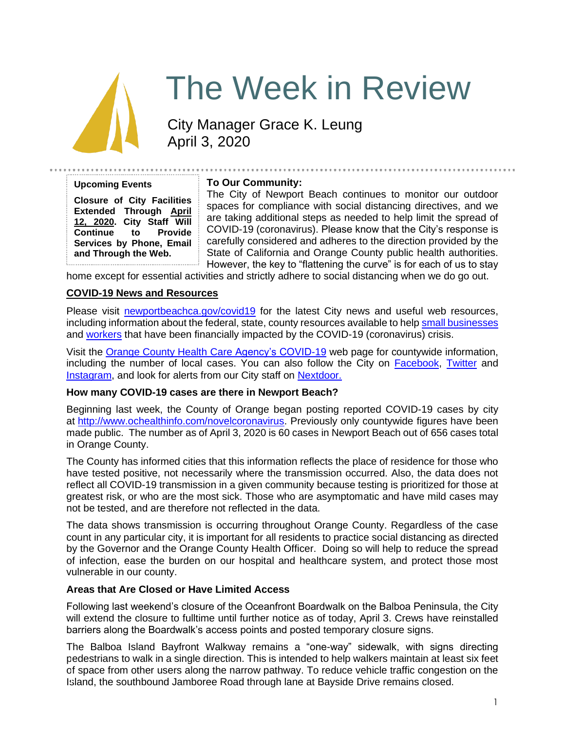# The Week in Review

City Manager Grace K. Leung
April 3, 2020

**Upcoming Events**

**Closure of City Facilities Extended Through April 12, 2020. City Staff Will Continue to Provide Services by Phone, Email and Through the Web.**

**To Our Community:**
The City of Newport Beach continues to monitor our outdoor spaces for compliance with social distancing directives, and we are taking additional steps as needed to help limit the spread of COVID-19 (coronavirus). Please know that the City's response is carefully considered and adheres to the direction provided by the State of California and Orange County public health authorities. However, the key to "flattening the curve" is for each of us to stay home except for essential activities and strictly adhere to social distancing when we do go out.

## COVID-19 News and Resources

Please visit newportbeachca.gov/covid19 for the latest City news and useful web resources, including information about the federal, state, county resources available to help small businesses and workers that have been financially impacted by the COVID-19 (coronavirus) crisis.

Visit the Orange County Health Care Agency's COVID-19 web page for countywide information, including the number of local cases. You can also follow the City on Facebook, Twitter and Instagram, and look for alerts from our City staff on Nextdoor.

### How many COVID-19 cases are there in Newport Beach?

Beginning last week, the County of Orange began posting reported COVID-19 cases by city at http://www.ochealthinfo.com/novelcoronavirus. Previously only countywide figures have been made public. The number as of April 3, 2020 is 60 cases in Newport Beach out of 656 cases total in Orange County.

The County has informed cities that this information reflects the place of residence for those who have tested positive, not necessarily where the transmission occurred. Also, the data does not reflect all COVID-19 transmission in a given community because testing is prioritized for those at greatest risk, or who are the most sick. Those who are asymptomatic and have mild cases may not be tested, and are therefore not reflected in the data.

The data shows transmission is occurring throughout Orange County. Regardless of the case count in any particular city, it is important for all residents to practice social distancing as directed by the Governor and the Orange County Health Officer. Doing so will help to reduce the spread of infection, ease the burden on our hospital and healthcare system, and protect those most vulnerable in our county.

### Areas that Are Closed or Have Limited Access

Following last weekend's closure of the Oceanfront Boardwalk on the Balboa Peninsula, the City will extend the closure to fulltime until further notice as of today, April 3. Crews have reinstalled barriers along the Boardwalk's access points and posted temporary closure signs.

The Balboa Island Bayfront Walkway remains a "one-way" sidewalk, with signs directing pedestrians to walk in a single direction. This is intended to help walkers maintain at least six feet of space from other users along the narrow pathway. To reduce vehicle traffic congestion on the Island, the southbound Jamboree Road through lane at Bayside Drive remains closed.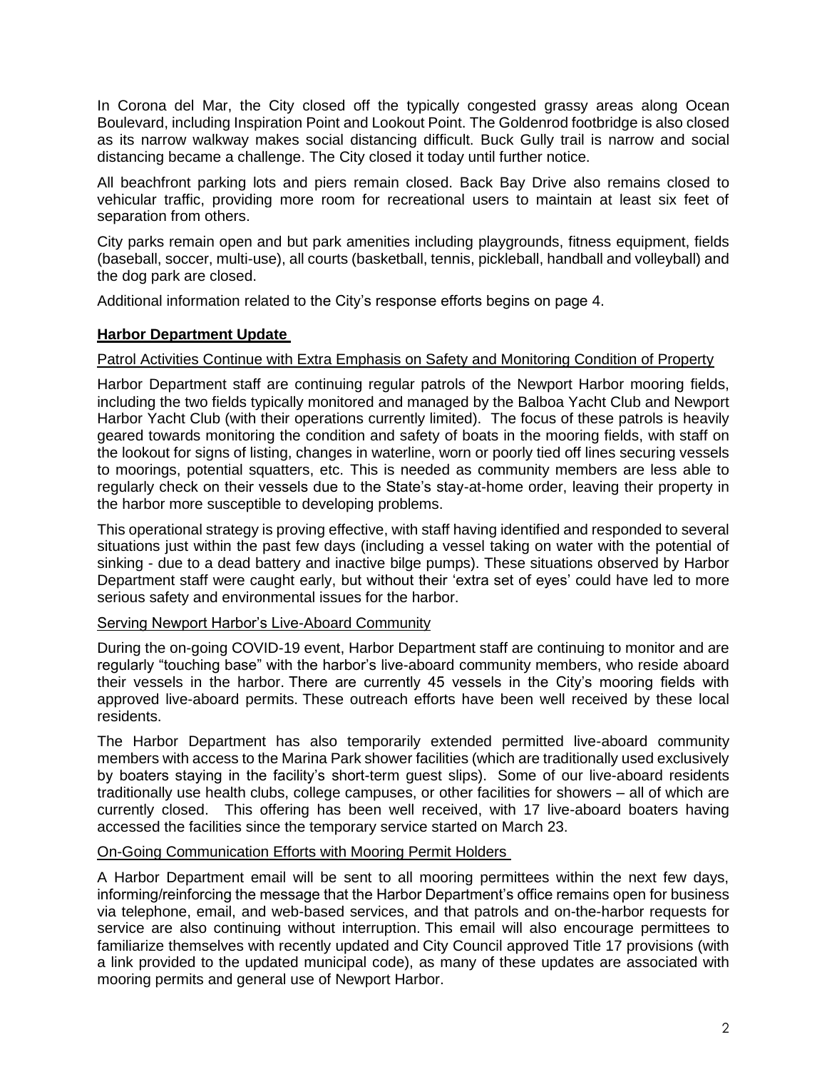In Corona del Mar, the City closed off the typically congested grassy areas along Ocean Boulevard, including Inspiration Point and Lookout Point. The Goldenrod footbridge is also closed as its narrow walkway makes social distancing difficult. Buck Gully trail is narrow and social distancing became a challenge. The City closed it today until further notice.

All beachfront parking lots and piers remain closed. Back Bay Drive also remains closed to vehicular traffic, providing more room for recreational users to maintain at least six feet of separation from others.

City parks remain open and but park amenities including playgrounds, fitness equipment, fields (baseball, soccer, multi-use), all courts (basketball, tennis, pickleball, handball and volleyball) and the dog park are closed.

Additional information related to the City's response efforts begins on page 4.

## Harbor Department Update

### Patrol Activities Continue with Extra Emphasis on Safety and Monitoring Condition of Property

Harbor Department staff are continuing regular patrols of the Newport Harbor mooring fields, including the two fields typically monitored and managed by the Balboa Yacht Club and Newport Harbor Yacht Club (with their operations currently limited). The focus of these patrols is heavily geared towards monitoring the condition and safety of boats in the mooring fields, with staff on the lookout for signs of listing, changes in waterline, worn or poorly tied off lines securing vessels to moorings, potential squatters, etc. This is needed as community members are less able to regularly check on their vessels due to the State's stay-at-home order, leaving their property in the harbor more susceptible to developing problems.

This operational strategy is proving effective, with staff having identified and responded to several situations just within the past few days (including a vessel taking on water with the potential of sinking - due to a dead battery and inactive bilge pumps). These situations observed by Harbor Department staff were caught early, but without their 'extra set of eyes' could have led to more serious safety and environmental issues for the harbor.

### Serving Newport Harbor's Live-Aboard Community

During the on-going COVID-19 event, Harbor Department staff are continuing to monitor and are regularly "touching base" with the harbor's live-aboard community members, who reside aboard their vessels in the harbor. There are currently 45 vessels in the City's mooring fields with approved live-aboard permits. These outreach efforts have been well received by these local residents.

The Harbor Department has also temporarily extended permitted live-aboard community members with access to the Marina Park shower facilities (which are traditionally used exclusively by boaters staying in the facility's short-term guest slips). Some of our live-aboard residents traditionally use health clubs, college campuses, or other facilities for showers – all of which are currently closed. This offering has been well received, with 17 live-aboard boaters having accessed the facilities since the temporary service started on March 23.

### On-Going Communication Efforts with Mooring Permit Holders

A Harbor Department email will be sent to all mooring permittees within the next few days, informing/reinforcing the message that the Harbor Department's office remains open for business via telephone, email, and web-based services, and that patrols and on-the-harbor requests for service are also continuing without interruption. This email will also encourage permittees to familiarize themselves with recently updated and City Council approved Title 17 provisions (with a link provided to the updated municipal code), as many of these updates are associated with mooring permits and general use of Newport Harbor.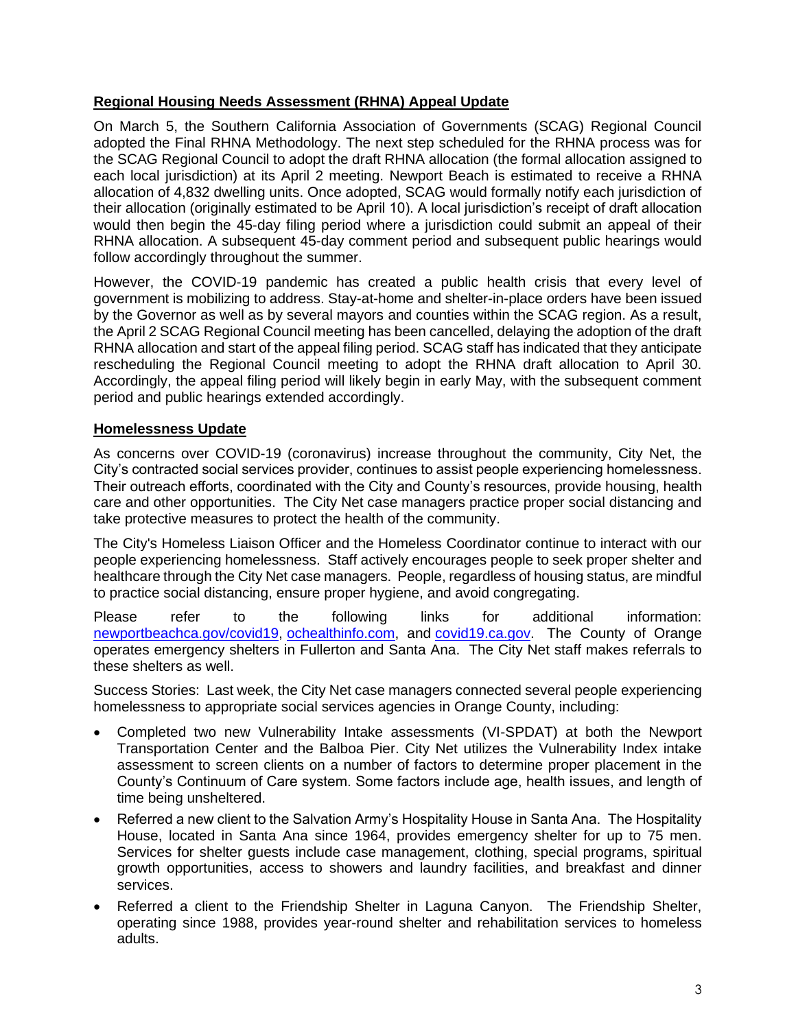**Regional Housing Needs Assessment (RHNA) Appeal Update**

On March 5, the Southern California Association of Governments (SCAG) Regional Council adopted the Final RHNA Methodology. The next step scheduled for the RHNA process was for the SCAG Regional Council to adopt the draft RHNA allocation (the formal allocation assigned to each local jurisdiction) at its April 2 meeting. Newport Beach is estimated to receive a RHNA allocation of 4,832 dwelling units. Once adopted, SCAG would formally notify each jurisdiction of their allocation (originally estimated to be April 10). A local jurisdiction's receipt of draft allocation would then begin the 45-day filing period where a jurisdiction could submit an appeal of their RHNA allocation. A subsequent 45-day comment period and subsequent public hearings would follow accordingly throughout the summer.

However, the COVID-19 pandemic has created a public health crisis that every level of government is mobilizing to address. Stay-at-home and shelter-in-place orders have been issued by the Governor as well as by several mayors and counties within the SCAG region. As a result, the April 2 SCAG Regional Council meeting has been cancelled, delaying the adoption of the draft RHNA allocation and start of the appeal filing period. SCAG staff has indicated that they anticipate rescheduling the Regional Council meeting to adopt the RHNA draft allocation to April 30. Accordingly, the appeal filing period will likely begin in early May, with the subsequent comment period and public hearings extended accordingly.

**Homelessness Update**

As concerns over COVID-19 (coronavirus) increase throughout the community, City Net, the City's contracted social services provider, continues to assist people experiencing homelessness. Their outreach efforts, coordinated with the City and County's resources, provide housing, health care and other opportunities. The City Net case managers practice proper social distancing and take protective measures to protect the health of the community.

The City's Homeless Liaison Officer and the Homeless Coordinator continue to interact with our people experiencing homelessness. Staff actively encourages people to seek proper shelter and healthcare through the City Net case managers. People, regardless of housing status, are mindful to practice social distancing, ensure proper hygiene, and avoid congregating.

Please refer to the following links for additional information: newportbeachca.gov/covid19, ochealthinfo.com, and covid19.ca.gov. The County of Orange operates emergency shelters in Fullerton and Santa Ana. The City Net staff makes referrals to these shelters as well.

Success Stories: Last week, the City Net case managers connected several people experiencing homelessness to appropriate social services agencies in Orange County, including:

- Completed two new Vulnerability Intake assessments (VI-SPDAT) at both the Newport Transportation Center and the Balboa Pier. City Net utilizes the Vulnerability Index intake assessment to screen clients on a number of factors to determine proper placement in the County's Continuum of Care system. Some factors include age, health issues, and length of time being unsheltered.
- Referred a new client to the Salvation Army's Hospitality House in Santa Ana. The Hospitality House, located in Santa Ana since 1964, provides emergency shelter for up to 75 men. Services for shelter guests include case management, clothing, special programs, spiritual growth opportunities, access to showers and laundry facilities, and breakfast and dinner services.
- Referred a client to the Friendship Shelter in Laguna Canyon. The Friendship Shelter, operating since 1988, provides year-round shelter and rehabilitation services to homeless adults.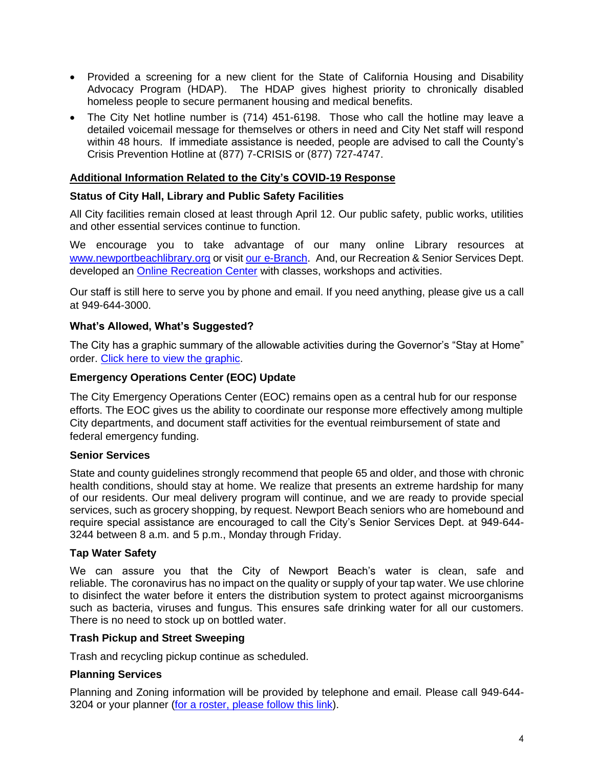- Provided a screening for a new client for the State of California Housing and Disability Advocacy Program (HDAP). The HDAP gives highest priority to chronically disabled homeless people to secure permanent housing and medical benefits.
- The City Net hotline number is (714) 451-6198. Those who call the hotline may leave a detailed voicemail message for themselves or others in need and City Net staff will respond within 48 hours. If immediate assistance is needed, people are advised to call the County's Crisis Prevention Hotline at (877) 7-CRISIS or (877) 727-4747.

## Additional Information Related to the City's COVID-19 Response

### Status of City Hall, Library and Public Safety Facilities

All City facilities remain closed at least through April 12. Our public safety, public works, utilities and other essential services continue to function.

We encourage you to take advantage of our many online Library resources at [www.newportbeachlibrary.org](http://www.newportbeachlibrary.org) or visit [our e-Branch](). And, our Recreation & Senior Services Dept. developed an [Online Recreation Center]() with classes, workshops and activities.

Our staff is still here to serve you by phone and email. If you need anything, please give us a call at 949-644-3000.

### What's Allowed, What's Suggested?

The City has a graphic summary of the allowable activities during the Governor's "Stay at Home" order. [Click here to view the graphic]().

### Emergency Operations Center (EOC) Update

The City Emergency Operations Center (EOC) remains open as a central hub for our response efforts. The EOC gives us the ability to coordinate our response more effectively among multiple City departments, and document staff activities for the eventual reimbursement of state and federal emergency funding.

### Senior Services

State and county guidelines strongly recommend that people 65 and older, and those with chronic health conditions, should stay at home. We realize that presents an extreme hardship for many of our residents. Our meal delivery program will continue, and we are ready to provide special services, such as grocery shopping, by request. Newport Beach seniors who are homebound and require special assistance are encouraged to call the City's Senior Services Dept. at 949-644-3244 between 8 a.m. and 5 p.m., Monday through Friday.

### Tap Water Safety

We can assure you that the City of Newport Beach's water is clean, safe and reliable. The coronavirus has no impact on the quality or supply of your tap water. We use chlorine to disinfect the water before it enters the distribution system to protect against microorganisms such as bacteria, viruses and fungus. This ensures safe drinking water for all our customers. There is no need to stock up on bottled water.

### Trash Pickup and Street Sweeping

Trash and recycling pickup continue as scheduled.

### Planning Services

Planning and Zoning information will be provided by telephone and email. Please call 949-644-3204 or your planner ([for a roster, please follow this link]()).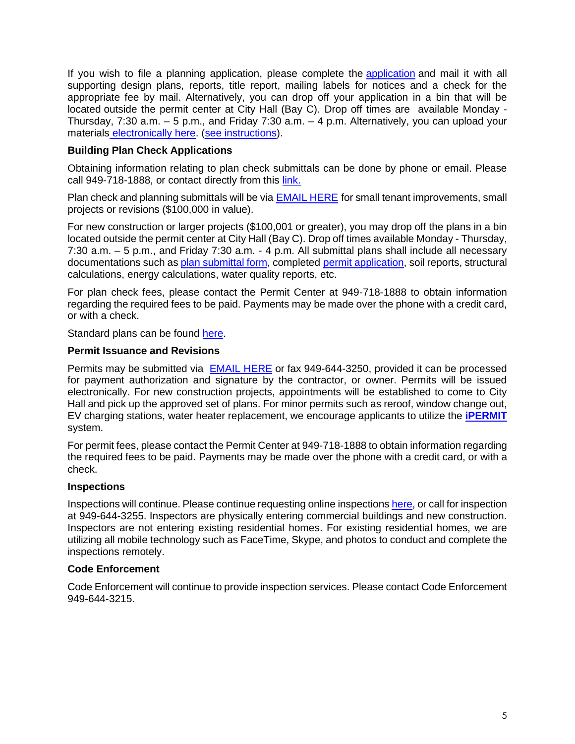If you wish to file a planning application, please complete the application and mail it with all supporting design plans, reports, title report, mailing labels for notices and a check for the appropriate fee by mail. Alternatively, you can drop off your application in a bin that will be located outside the permit center at City Hall (Bay C). Drop off times are available Monday - Thursday, 7:30 a.m. – 5 p.m., and Friday 7:30 a.m. – 4 p.m. Alternatively, you can upload your materials electronically here. (see instructions).

**Building Plan Check Applications**

Obtaining information relating to plan check submittals can be done by phone or email. Please call 949-718-1888, or contact directly from this link.

Plan check and planning submittals will be via EMAIL HERE for small tenant improvements, small projects or revisions ($100,000 in value).

For new construction or larger projects ($100,001 or greater), you may drop off the plans in a bin located outside the permit center at City Hall (Bay C). Drop off times available Monday - Thursday, 7:30 a.m. – 5 p.m., and Friday 7:30 a.m. - 4 p.m. All submittal plans shall include all necessary documentations such as plan submittal form, completed permit application, soil reports, structural calculations, energy calculations, water quality reports, etc.

For plan check fees, please contact the Permit Center at 949-718-1888 to obtain information regarding the required fees to be paid. Payments may be made over the phone with a credit card, or with a check.

Standard plans can be found here.

**Permit Issuance and Revisions**

Permits may be submitted via EMAIL HERE or fax 949-644-3250, provided it can be processed for payment authorization and signature by the contractor, or owner. Permits will be issued electronically. For new construction projects, appointments will be established to come to City Hall and pick up the approved set of plans. For minor permits such as reroof, window change out, EV charging stations, water heater replacement, we encourage applicants to utilize the **iPERMIT** system.

For permit fees, please contact the Permit Center at 949-718-1888 to obtain information regarding the required fees to be paid. Payments may be made over the phone with a credit card, or with a check.

**Inspections**

Inspections will continue. Please continue requesting online inspections here, or call for inspection at 949-644-3255. Inspectors are physically entering commercial buildings and new construction. Inspectors are not entering existing residential homes. For existing residential homes, we are utilizing all mobile technology such as FaceTime, Skype, and photos to conduct and complete the inspections remotely.

**Code Enforcement**

Code Enforcement will continue to provide inspection services. Please contact Code Enforcement 949-644-3215.